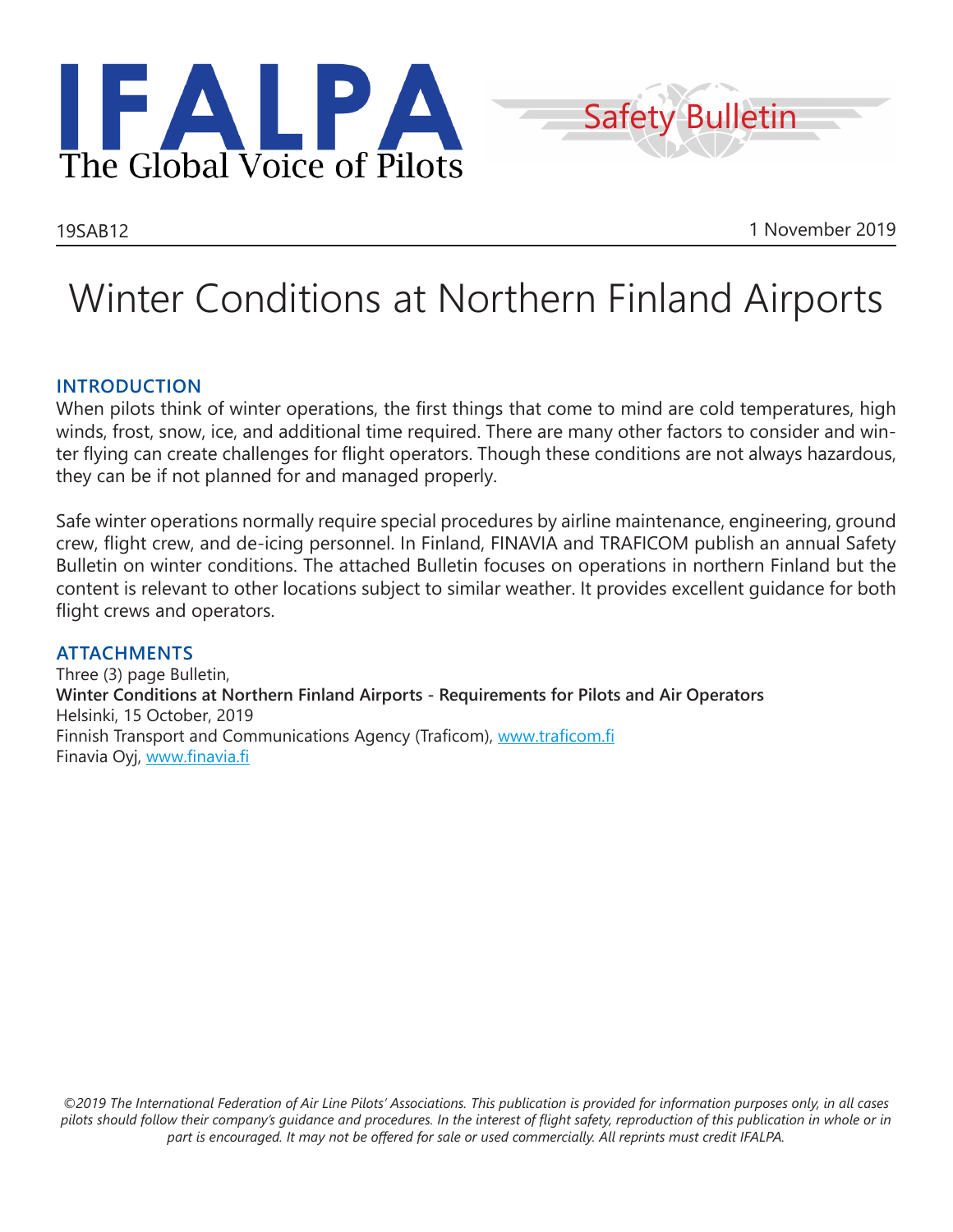# IFALPA
The Global Voice of Pilots

Safety Bulletin

19SAB12

1 November 2019

# Winter Conditions at Northern Finland Airports

## INTRODUCTION

When pilots think of winter operations, the first things that come to mind are cold temperatures, high winds, frost, snow, ice, and additional time required. There are many other factors to consider and winter flying can create challenges for flight operators. Though these conditions are not always hazardous, they can be if not planned for and managed properly.

Safe winter operations normally require special procedures by airline maintenance, engineering, ground crew, flight crew, and de-icing personnel. In Finland, FINAVIA and TRAFICOM publish an annual Safety Bulletin on winter conditions. The attached Bulletin focuses on operations in northern Finland but the content is relevant to other locations subject to similar weather. It provides excellent guidance for both flight crews and operators.

## ATTACHMENTS

Three (3) page Bulletin,
**Winter Conditions at Northern Finland Airports - Requirements for Pilots and Air Operators**
Helsinki, 15 October, 2019
Finnish Transport and Communications Agency (Traficom), [www.traficom.fi](http://www.traficom.fi)
Finavia Oyj, [www.finavia.fi](http://www.finavia.fi)

*©2019 The International Federation of Air Line Pilots' Associations. This publication is provided for information purposes only, in all cases pilots should follow their company's guidance and procedures. In the interest of flight safety, reproduction of this publication in whole or in part is encouraged. It may not be offered for sale or used commercially. All reprints must credit IFALPA.*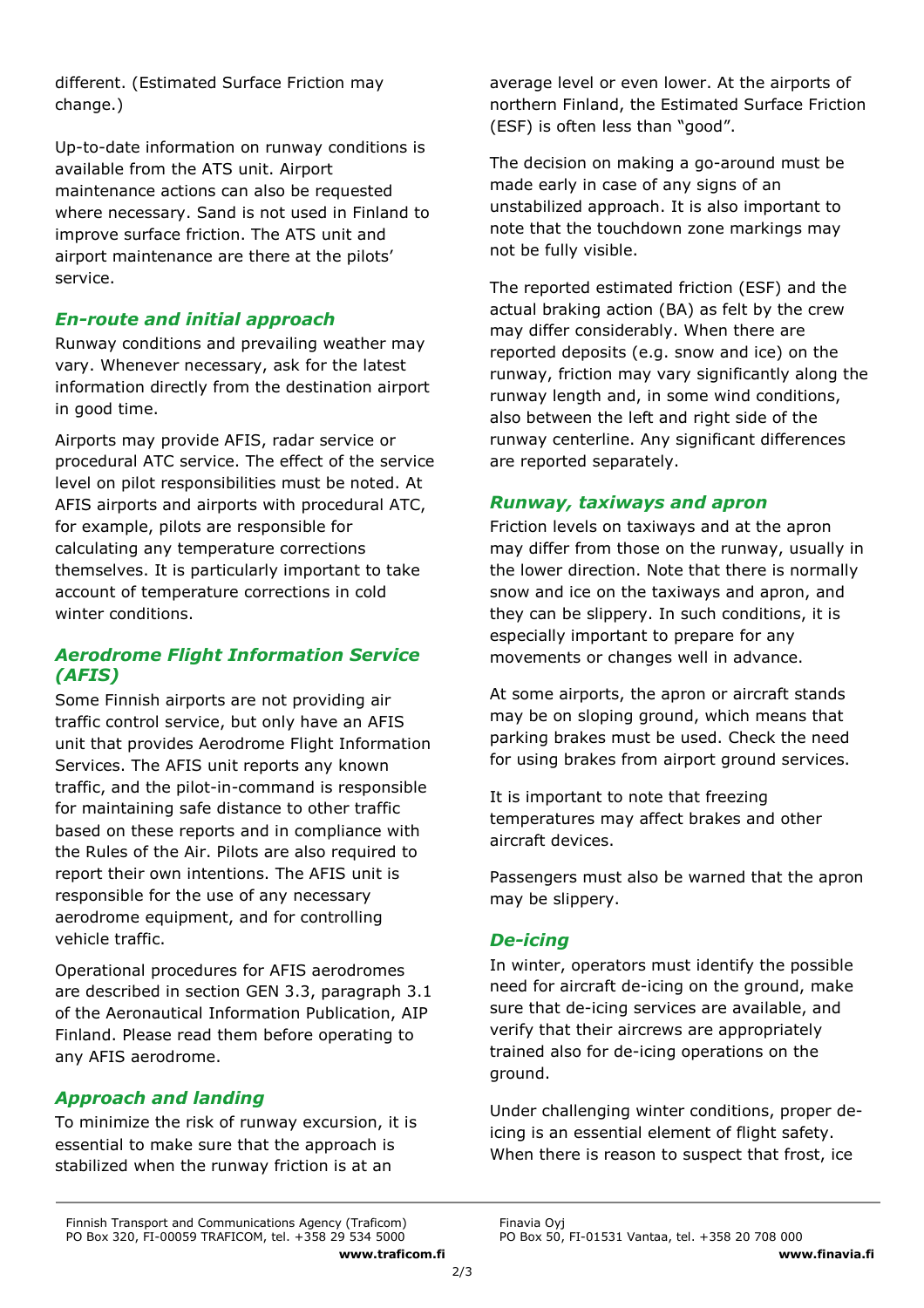different. (Estimated Surface Friction may change.)

Up-to-date information on runway conditions is available from the ATS unit. Airport maintenance actions can also be requested where necessary. Sand is not used in Finland to improve surface friction. The ATS unit and airport maintenance are there at the pilots' service.

### *En-route and initial approach*

Runway conditions and prevailing weather may vary. Whenever necessary, ask for the latest information directly from the destination airport in good time.

Airports may provide AFIS, radar service or procedural ATC service. The effect of the service level on pilot responsibilities must be noted. At AFIS airports and airports with procedural ATC, for example, pilots are responsible for calculating any temperature corrections themselves. It is particularly important to take account of temperature corrections in cold winter conditions.

### *Aerodrome Flight Information Service (AFIS)*

Some Finnish airports are not providing air traffic control service, but only have an AFIS unit that provides Aerodrome Flight Information Services. The AFIS unit reports any known traffic, and the pilot-in-command is responsible for maintaining safe distance to other traffic based on these reports and in compliance with the Rules of the Air. Pilots are also required to report their own intentions. The AFIS unit is responsible for the use of any necessary aerodrome equipment, and for controlling vehicle traffic.

Operational procedures for AFIS aerodromes are described in section GEN 3.3, paragraph 3.1 of the Aeronautical Information Publication, AIP Finland. Please read them before operating to any AFIS aerodrome.

### *Approach and landing*

To minimize the risk of runway excursion, it is essential to make sure that the approach is stabilized when the runway friction is at an average level or even lower. At the airports of northern Finland, the Estimated Surface Friction (ESF) is often less than "good".

The decision on making a go-around must be made early in case of any signs of an unstabilized approach. It is also important to note that the touchdown zone markings may not be fully visible.

The reported estimated friction (ESF) and the actual braking action (BA) as felt by the crew may differ considerably. When there are reported deposits (e.g. snow and ice) on the runway, friction may vary significantly along the runway length and, in some wind conditions, also between the left and right side of the runway centerline. Any significant differences are reported separately.

### *Runway, taxiways and apron*

Friction levels on taxiways and at the apron may differ from those on the runway, usually in the lower direction. Note that there is normally snow and ice on the taxiways and apron, and they can be slippery. In such conditions, it is especially important to prepare for any movements or changes well in advance.

At some airports, the apron or aircraft stands may be on sloping ground, which means that parking brakes must be used. Check the need for using brakes from airport ground services.

It is important to note that freezing temperatures may affect brakes and other aircraft devices.

Passengers must also be warned that the apron may be slippery.

### *De-icing*

In winter, operators must identify the possible need for aircraft de-icing on the ground, make sure that de-icing services are available, and verify that their aircrews are appropriately trained also for de-icing operations on the ground.

Under challenging winter conditions, proper de-icing is an essential element of flight safety. When there is reason to suspect that frost, ice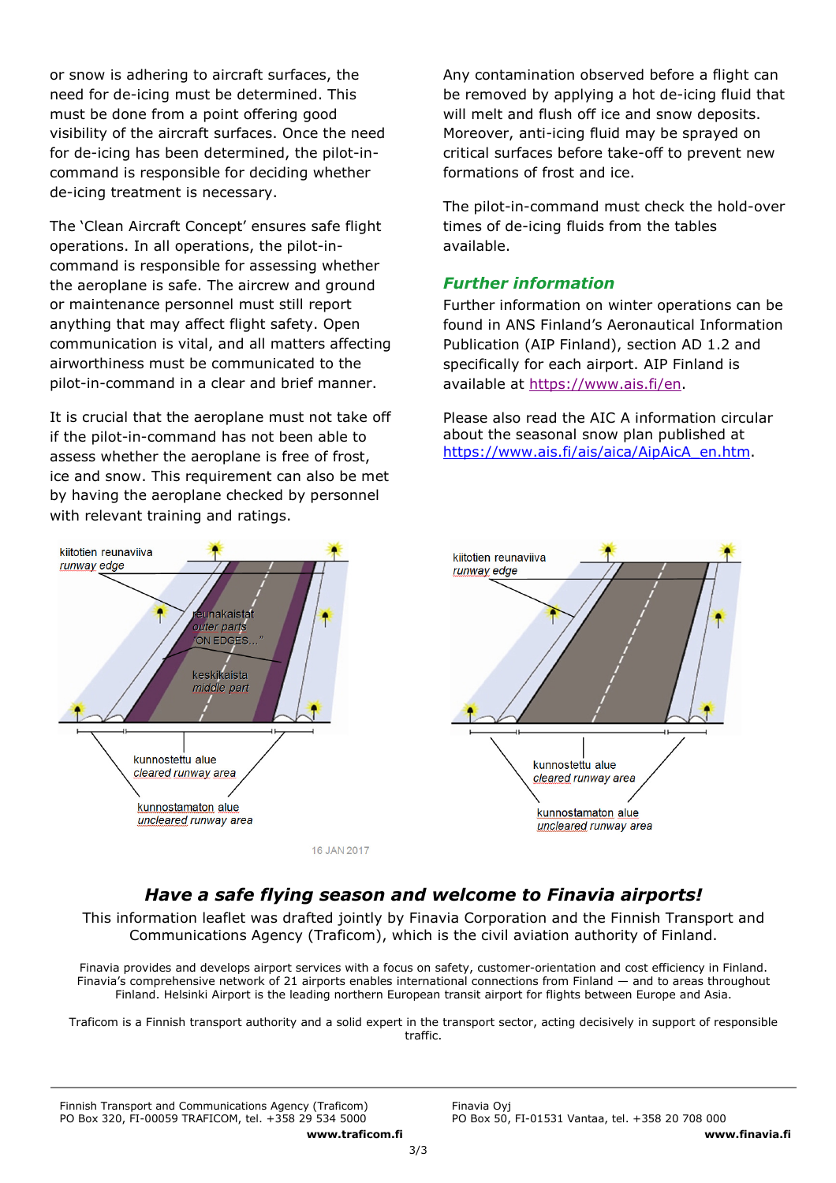or snow is adhering to aircraft surfaces, the need for de-icing must be determined. This must be done from a point offering good visibility of the aircraft surfaces. Once the need for de-icing has been determined, the pilot-in-command is responsible for deciding whether de-icing treatment is necessary.

The 'Clean Aircraft Concept' ensures safe flight operations. In all operations, the pilot-in-command is responsible for assessing whether the aeroplane is safe. The aircrew and ground or maintenance personnel must still report anything that may affect flight safety. Open communication is vital, and all matters affecting airworthiness must be communicated to the pilot-in-command in a clear and brief manner.

It is crucial that the aeroplane must not take off if the pilot-in-command has not been able to assess whether the aeroplane is free of frost, ice and snow. This requirement can also be met by having the aeroplane checked by personnel with relevant training and ratings.

Any contamination observed before a flight can be removed by applying a hot de-icing fluid that will melt and flush off ice and snow deposits. Moreover, anti-icing fluid may be sprayed on critical surfaces before take-off to prevent new formations of frost and ice.

The pilot-in-command must check the hold-over times of de-icing fluids from the tables available.

## *Further information*

Further information on winter operations can be found in ANS Finland's Aeronautical Information Publication (AIP Finland), section AD 1.2 and specifically for each airport. AIP Finland is available at https://www.ais.fi/en.

Please also read the AIC A information circular about the seasonal snow plan published at https://www.ais.fi/ais/aica/AipAicA_en.htm.

kiitotien reunaviiva
*runway edge*

reunakaistat
*outer parts*
"ON EDGES..."

keskikaista
*middle part*

kunnostettu alue
*cleared runway area*

kunnostamaton alue
*uncleared runway area*

16 JAN 2017

kiitotien reunaviiva
*runway edge*

kunnostettu alue
*cleared runway area*

kunnostamaton alue
*uncleared runway area*

## *Have a safe flying season and welcome to Finavia airports!*

This information leaflet was drafted jointly by Finavia Corporation and the Finnish Transport and Communications Agency (Traficom), which is the civil aviation authority of Finland.

Finavia provides and develops airport services with a focus on safety, customer-orientation and cost efficiency in Finland. Finavia's comprehensive network of 21 airports enables international connections from Finland — and to areas throughout Finland. Helsinki Airport is the leading northern European transit airport for flights between Europe and Asia.

Traficom is a Finnish transport authority and a solid expert in the transport sector, acting decisively in support of responsible traffic.

Finnish Transport and Communications Agency (Traficom)
PO Box 320, FI-00059 TRAFICOM, tel. +358 29 534 5000
**www.traficom.fi**

Finavia Oyj
PO Box 50, FI-01531 Vantaa, tel. +358 20 708 000
**www.finavia.fi**